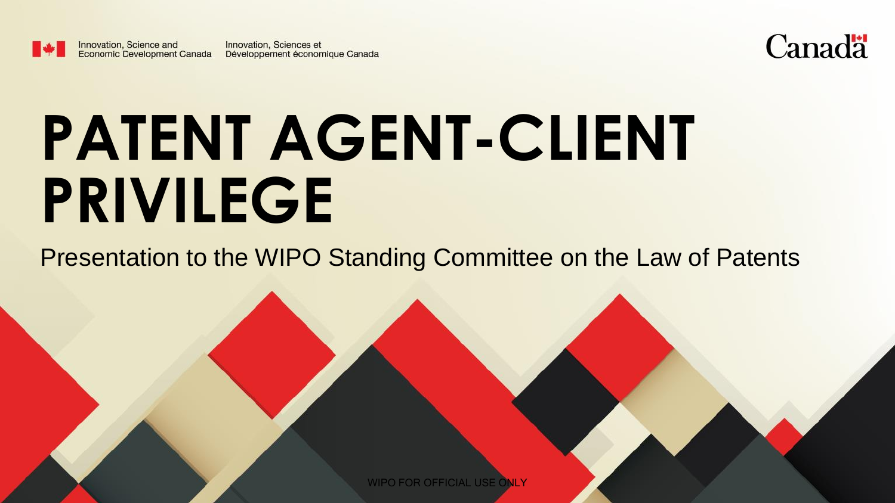Innovation, Science and Economic Development Canada

Innovation, Sciences et Développement économique Canada

Canada

# PATENT AGENT-CLIENT PRIVILEGE

Presentation to the WIPO Standing Committee on the Law of Patents

WIPO FOR OFFICIAL USE ONLY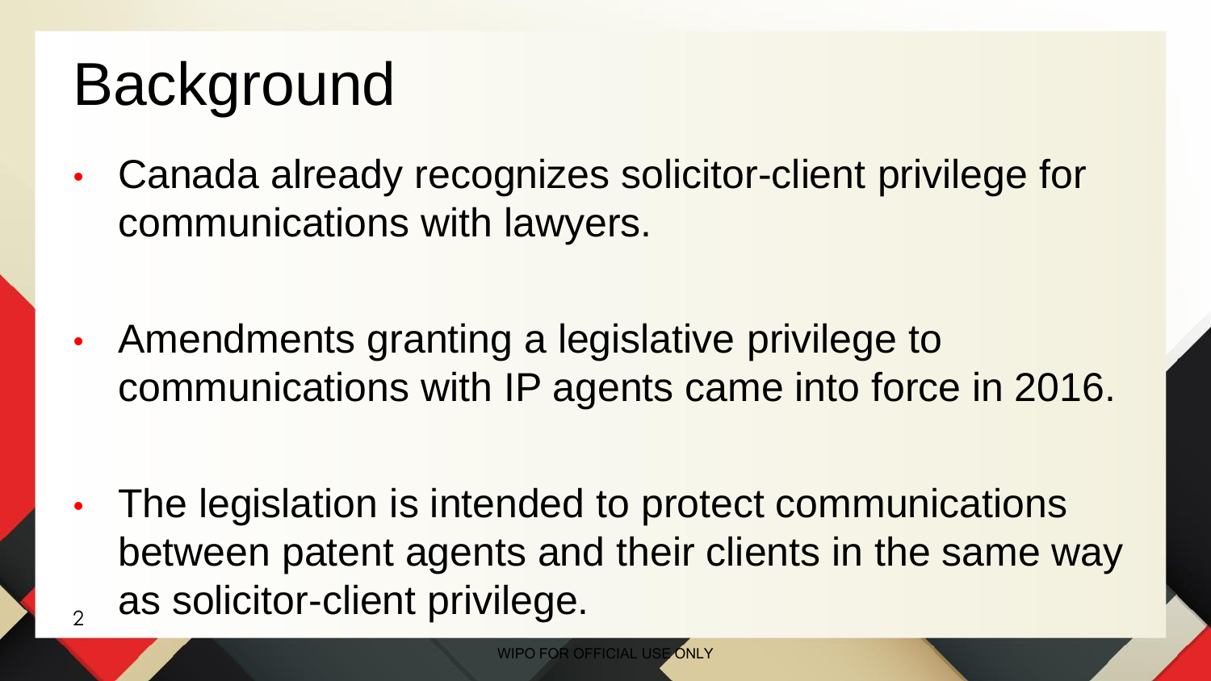# Background

- Canada already recognizes solicitor-client privilege for communications with lawyers.
- Amendments granting a legislative privilege to communications with IP agents came into force in 2016.
- The legislation is intended to protect communications between patent agents and their clients in the same way as solicitor-client privilege.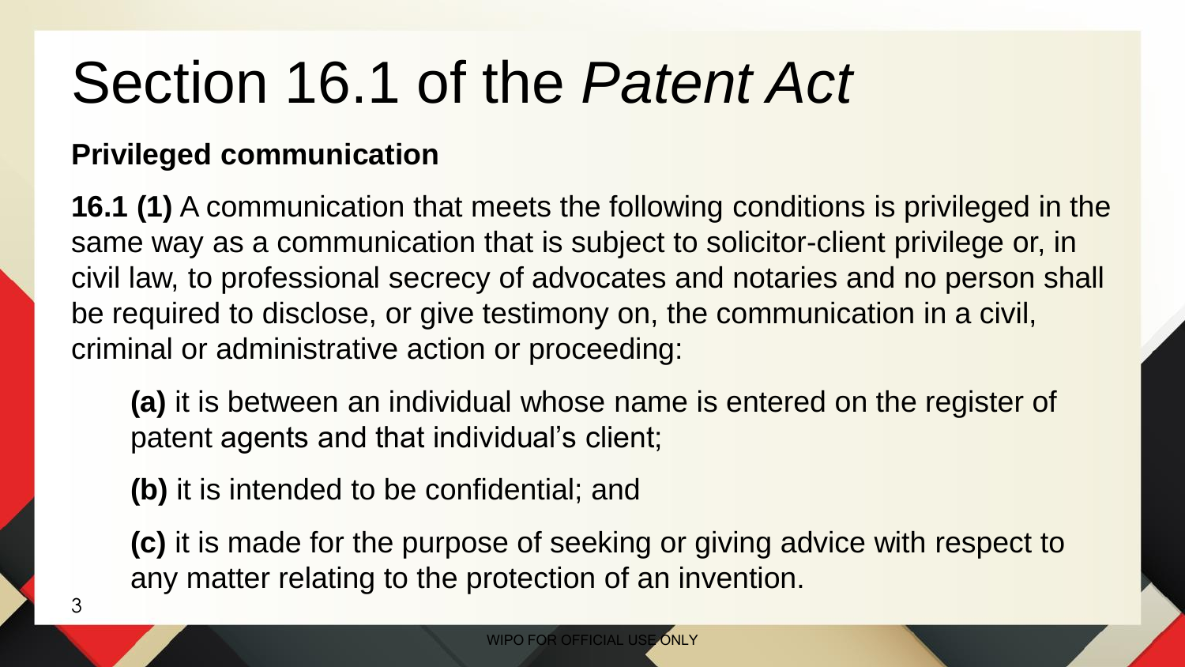# Section 16.1 of the *Patent Act*

**Privileged communication**

**16.1 (1)** A communication that meets the following conditions is privileged in the same way as a communication that is subject to solicitor-client privilege or, in civil law, to professional secrecy of advocates and notaries and no person shall be required to disclose, or give testimony on, the communication in a civil, criminal or administrative action or proceeding:

**(a)** it is between an individual whose name is entered on the register of patent agents and that individual's client;

**(b)** it is intended to be confidential; and

**(c)** it is made for the purpose of seeking or giving advice with respect to any matter relating to the protection of an invention.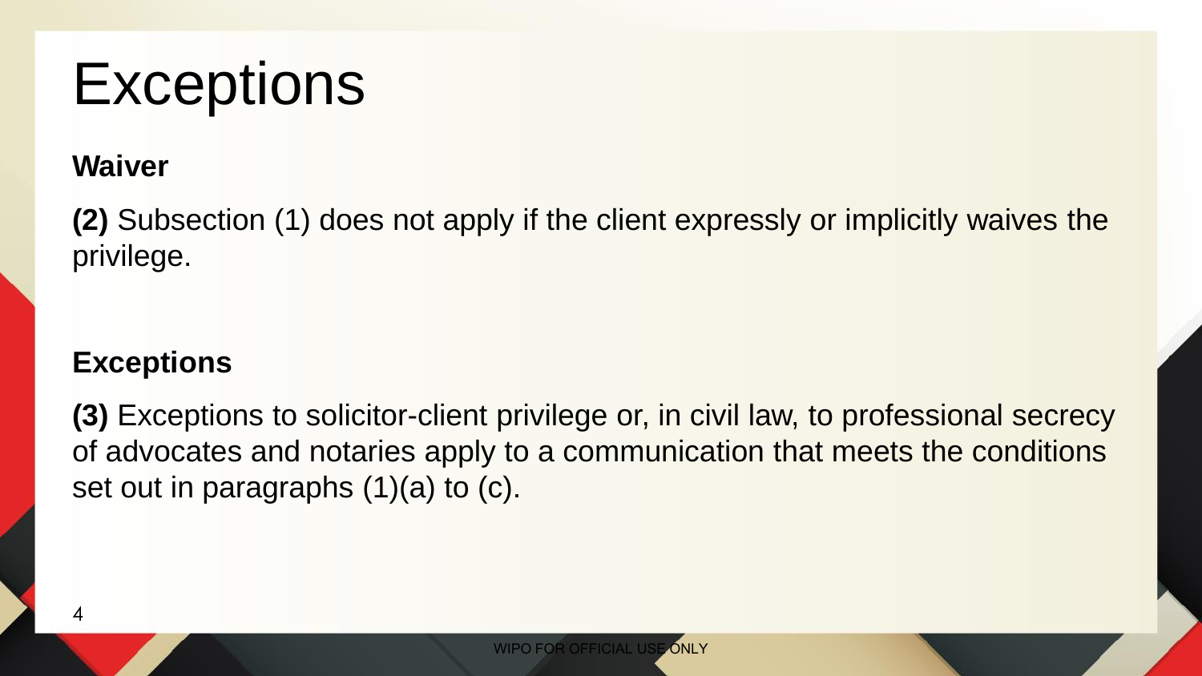# Exceptions

**Waiver**

**(2)** Subsection (1) does not apply if the client expressly or implicitly waives the privilege.

**Exceptions**

**(3)** Exceptions to solicitor-client privilege or, in civil law, to professional secrecy of advocates and notaries apply to a communication that meets the conditions set out in paragraphs (1)(a) to (c).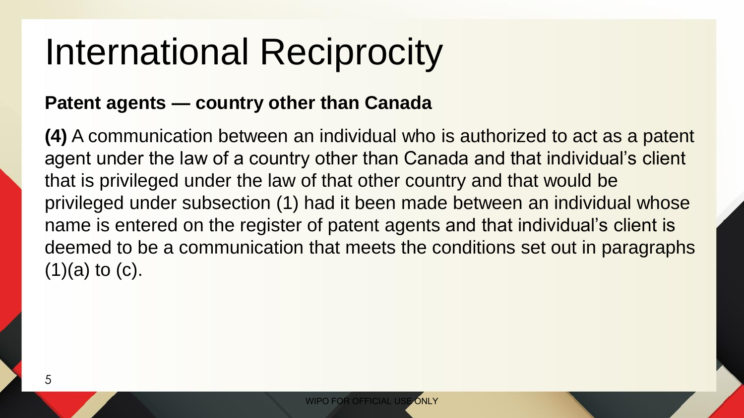# International Reciprocity

**Patent agents — country other than Canada**

**(4)** A communication between an individual who is authorized to act as a patent agent under the law of a country other than Canada and that individual's client that is privileged under the law of that other country and that would be privileged under subsection (1) had it been made between an individual whose name is entered on the register of patent agents and that individual's client is deemed to be a communication that meets the conditions set out in paragraphs (1)(a) to (c).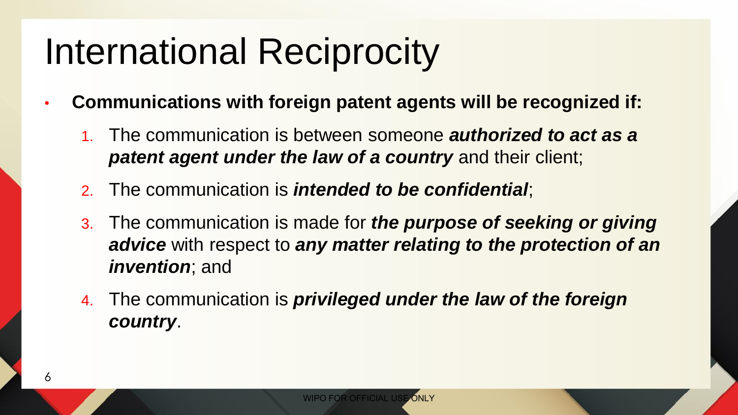# International Reciprocity

- **Communications with foreign patent agents will be recognized if:**
  1. The communication is between someone ***authorized to act as a patent agent under the law of a country*** and their client;
  2. The communication is ***intended to be confidential***;
  3. The communication is made for ***the purpose of seeking or giving advice*** with respect to ***any matter relating to the protection of an invention***; and
  4. The communication is ***privileged under the law of the foreign country***.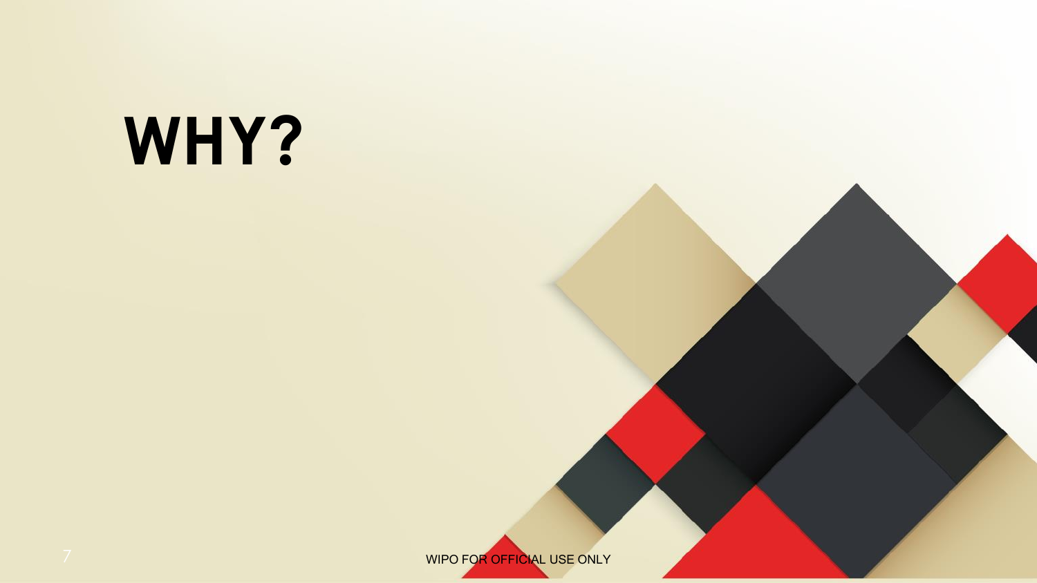# WHY?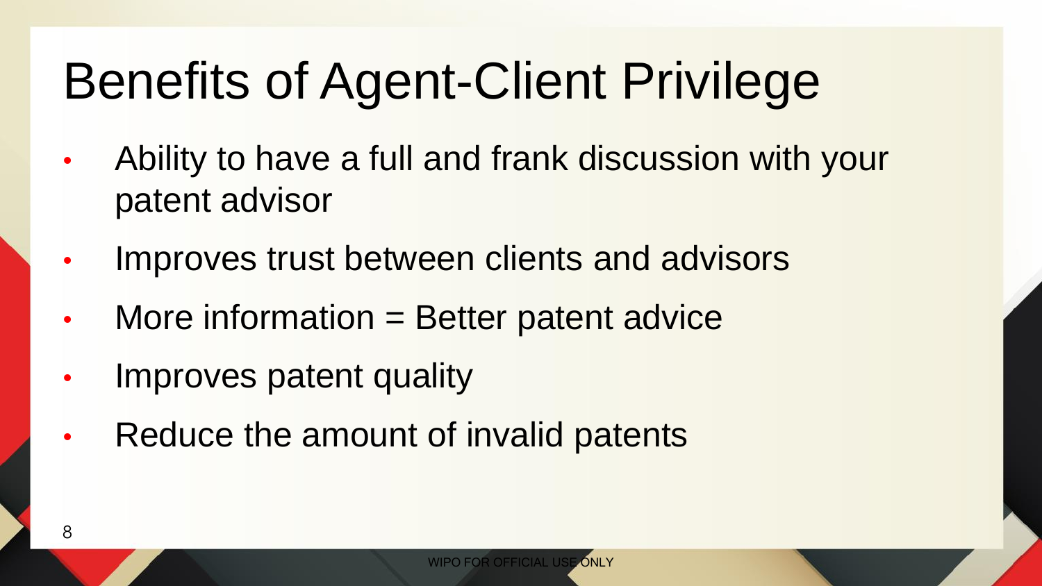# Benefits of Agent-Client Privilege

- Ability to have a full and frank discussion with your patent advisor
- Improves trust between clients and advisors
- More information = Better patent advice
- Improves patent quality
- Reduce the amount of invalid patents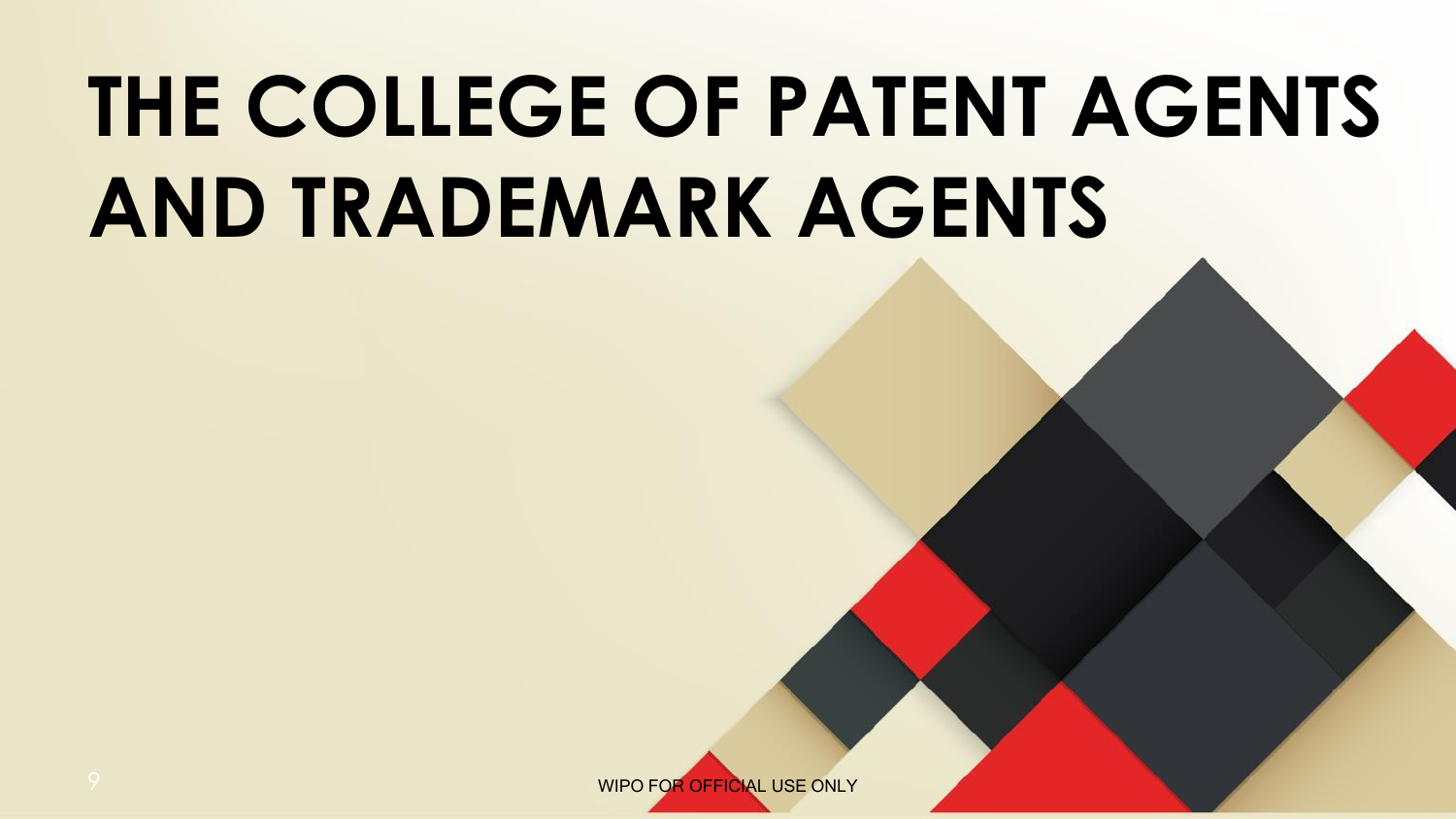# THE COLLEGE OF PATENT AGENTS AND TRADEMARK AGENTS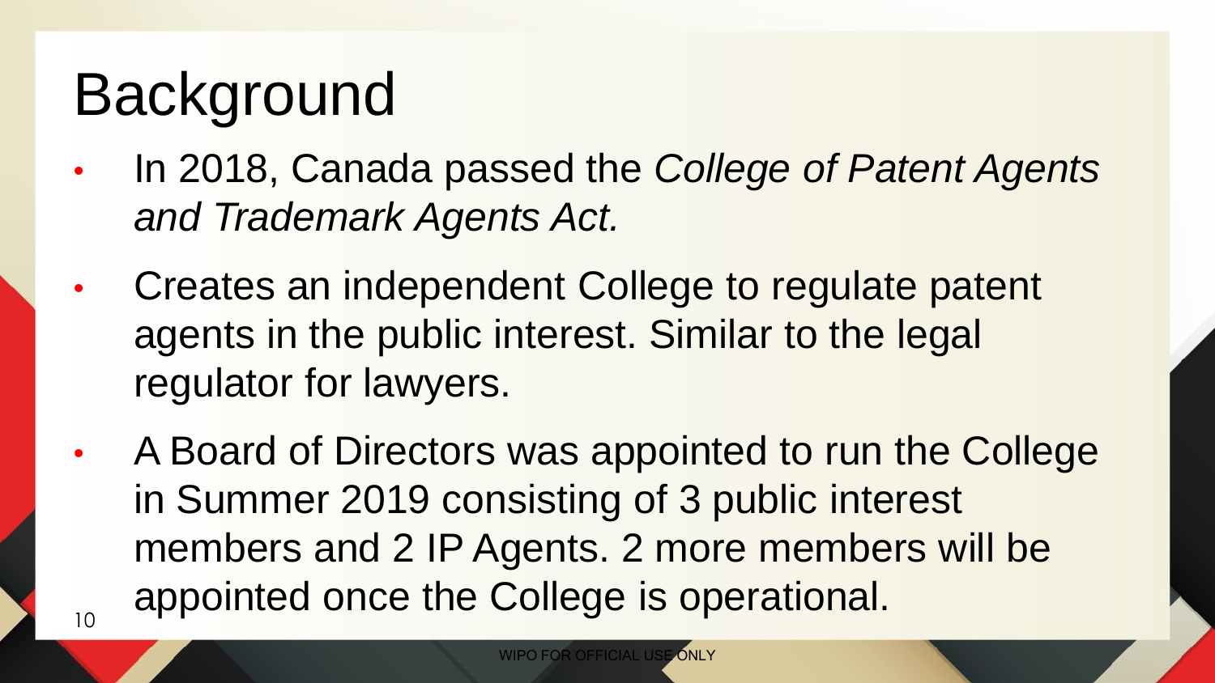# Background

- In 2018, Canada passed the *College of Patent Agents and Trademark Agents Act.*
- Creates an independent College to regulate patent agents in the public interest. Similar to the legal regulator for lawyers.
- A Board of Directors was appointed to run the College in Summer 2019 consisting of 3 public interest members and 2 IP Agents. 2 more members will be appointed once the College is operational.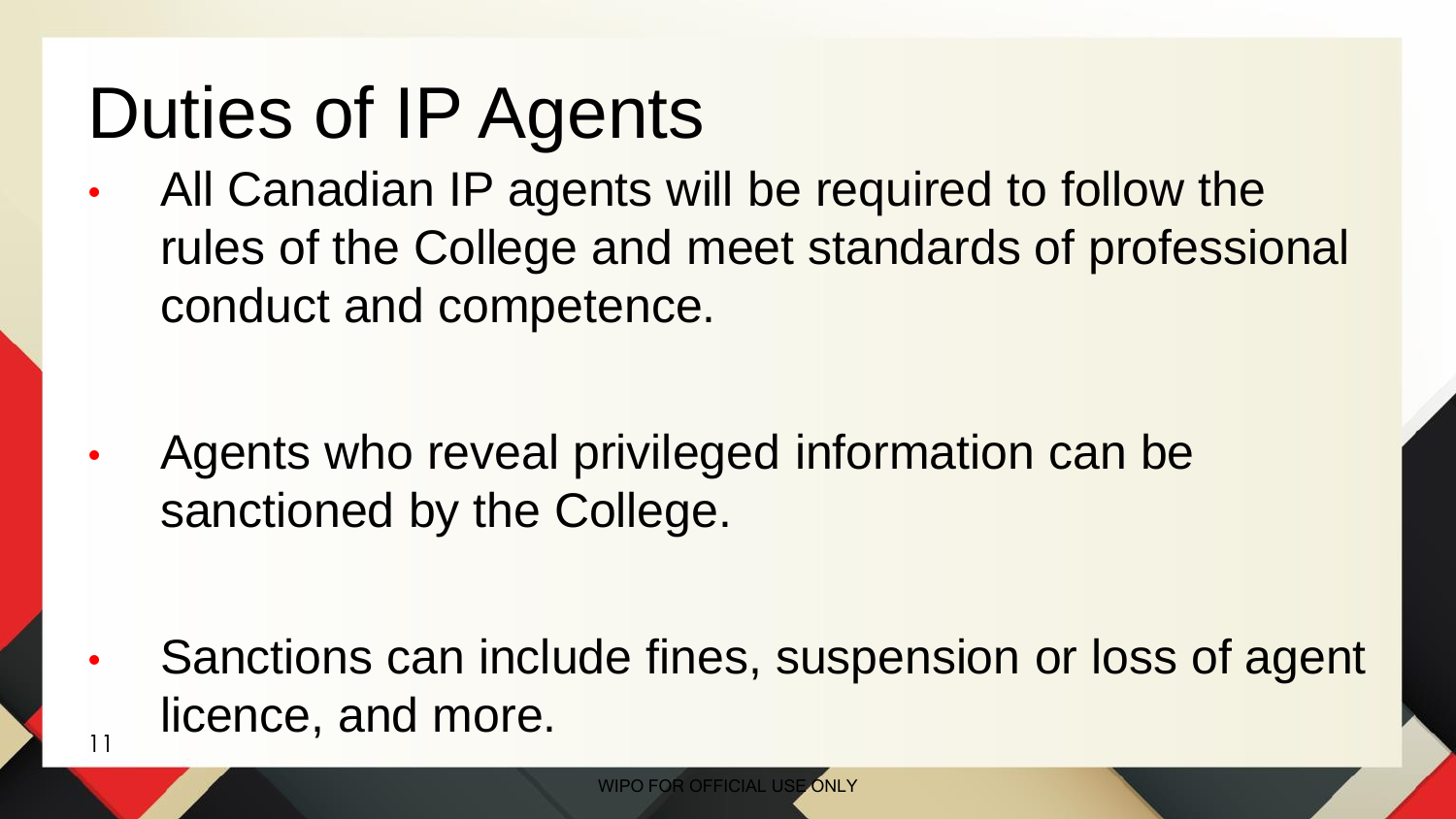# Duties of IP Agents

- All Canadian IP agents will be required to follow the rules of the College and meet standards of professional conduct and competence.
- Agents who reveal privileged information can be sanctioned by the College.
- Sanctions can include fines, suspension or loss of agent licence, and more.

WIPO FOR OFFICIAL USE ONLY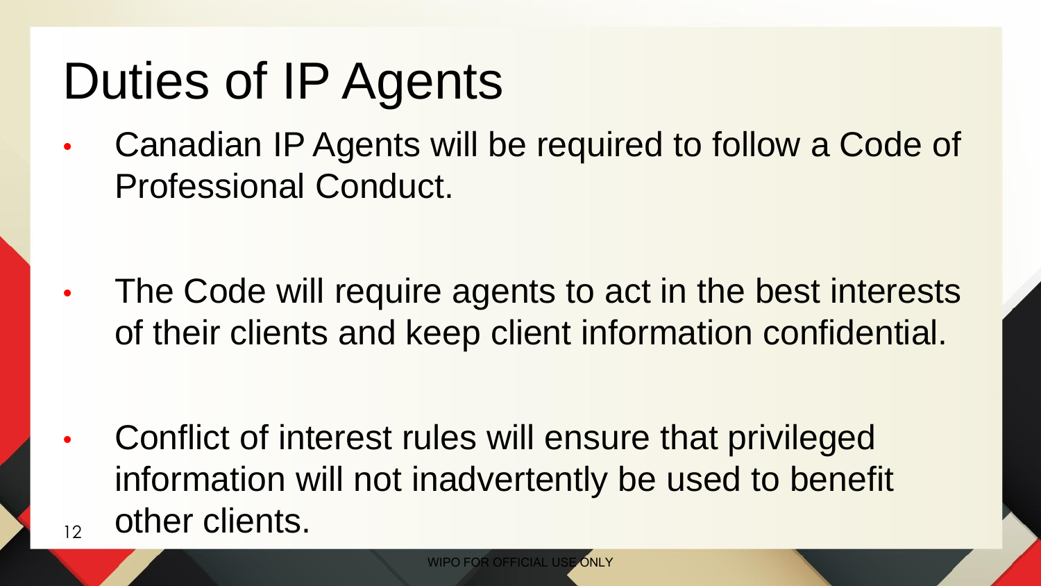# Duties of IP Agents

- Canadian IP Agents will be required to follow a Code of Professional Conduct.
- The Code will require agents to act in the best interests of their clients and keep client information confidential.
- Conflict of interest rules will ensure that privileged information will not inadvertently be used to benefit other clients.

WIPO FOR OFFICIAL USE ONLY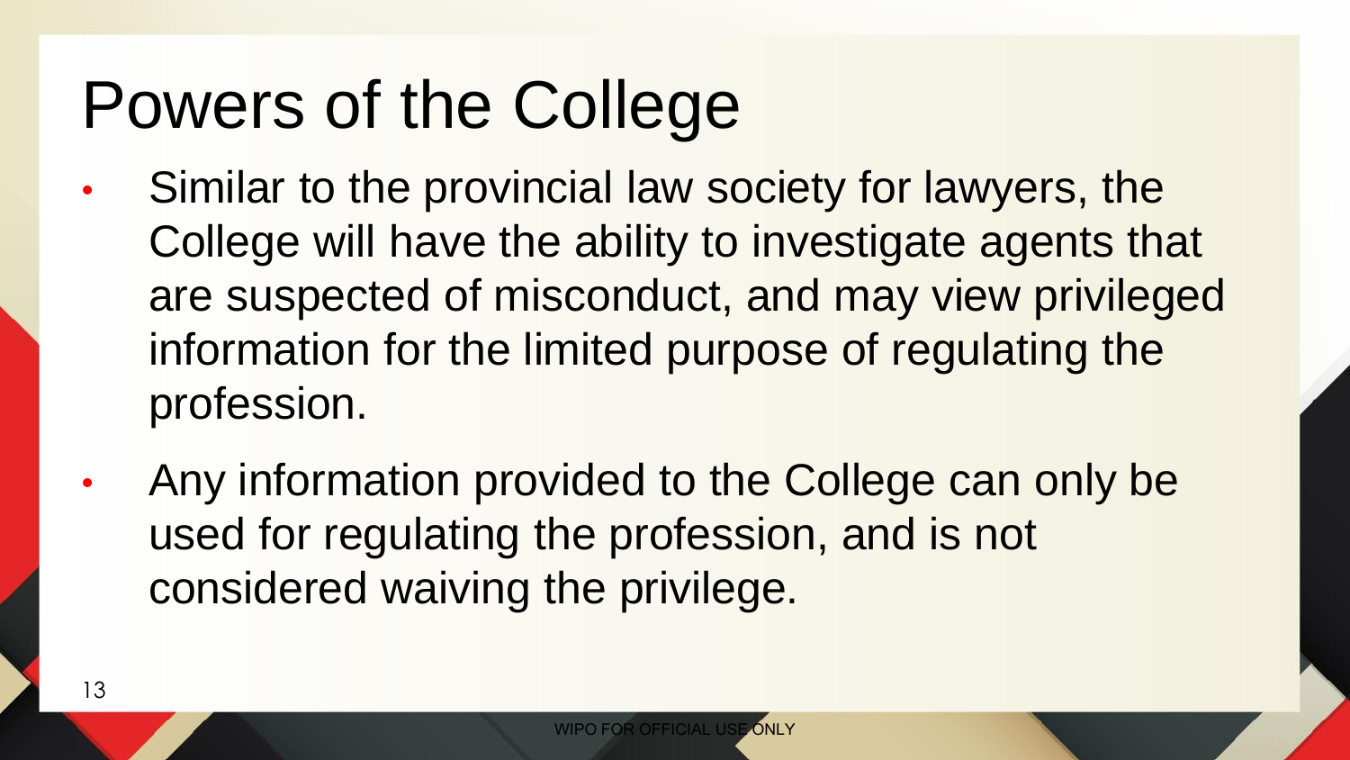# Powers of the College

- Similar to the provincial law society for lawyers, the College will have the ability to investigate agents that are suspected of misconduct, and may view privileged information for the limited purpose of regulating the profession.
- Any information provided to the College can only be used for regulating the profession, and is not considered waiving the privilege.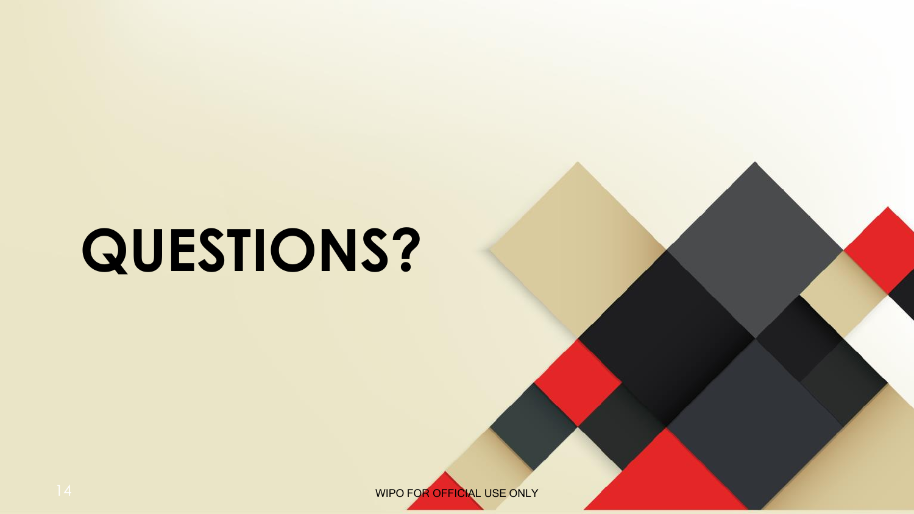# QUESTIONS?

WIPO FOR OFFICIAL USE ONLY